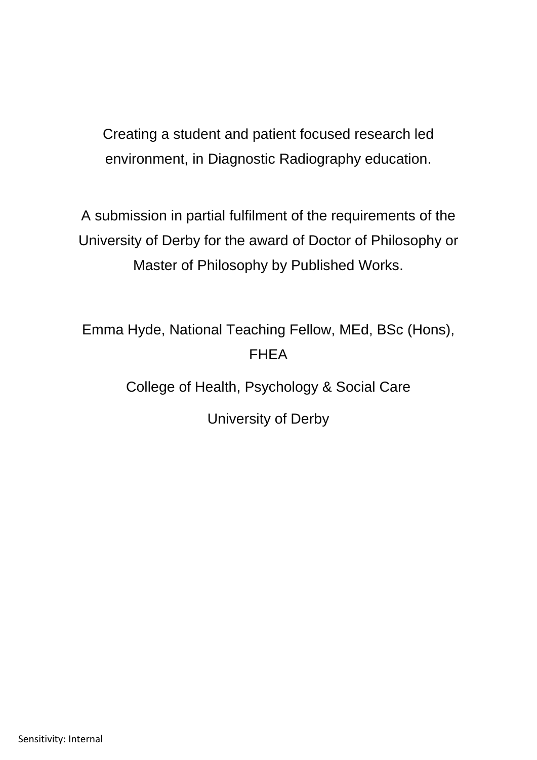# Creating a student and patient focused research led environment, in Diagnostic Radiography education.

A submission in partial fulfilment of the requirements of the University of Derby for the award of Doctor of Philosophy or Master of Philosophy by Published Works.

Emma Hyde, National Teaching Fellow, MEd, BSc (Hons), FHEA

College of Health, Psychology & Social Care

University of Derby

Sensitivity: Internal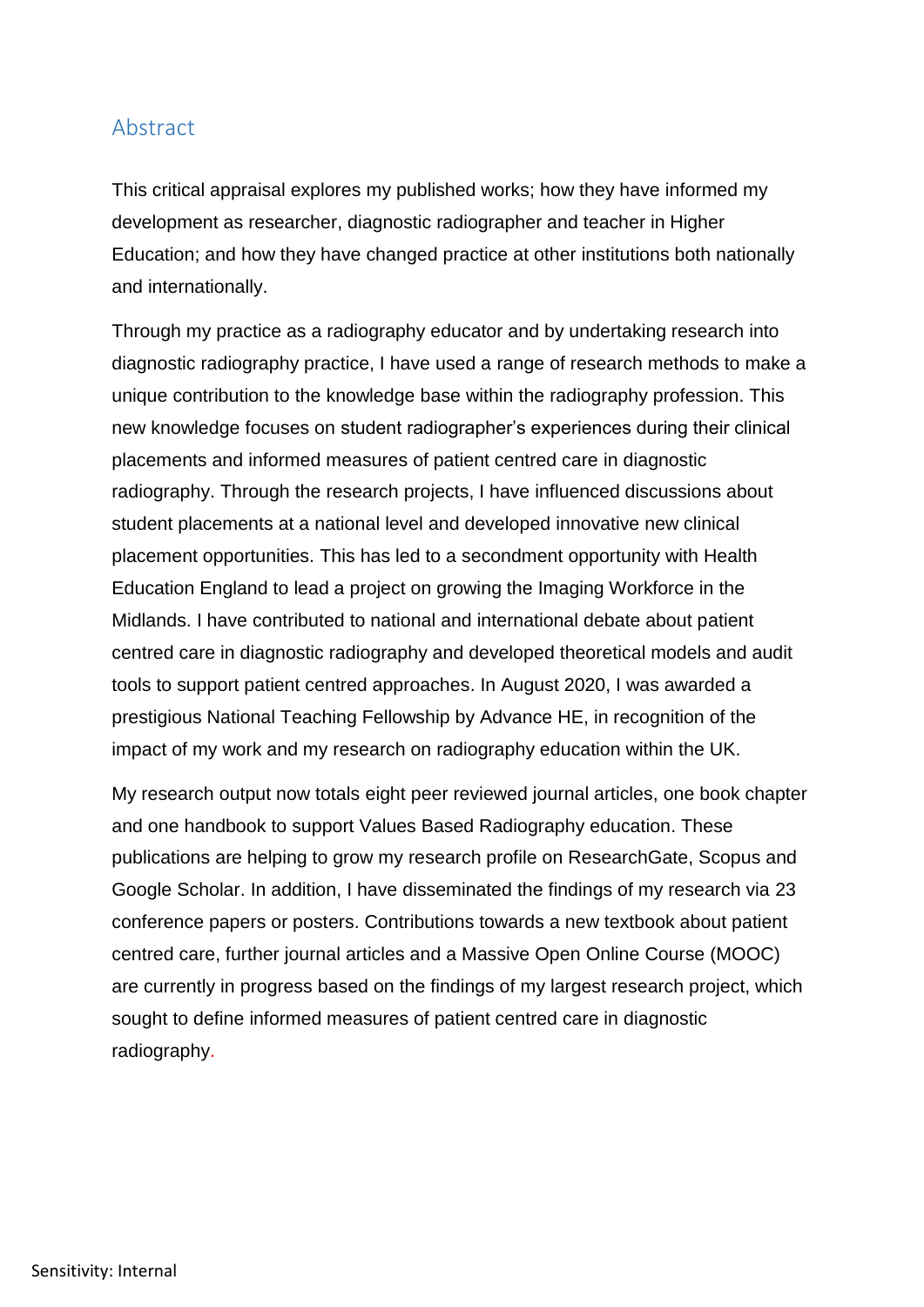## Abstract

This critical appraisal explores my published works; how they have informed my development as researcher, diagnostic radiographer and teacher in Higher Education; and how they have changed practice at other institutions both nationally and internationally.

Through my practice as a radiography educator and by undertaking research into diagnostic radiography practice, I have used a range of research methods to make a unique contribution to the knowledge base within the radiography profession. This new knowledge focuses on student radiographer's experiences during their clinical placements and informed measures of patient centred care in diagnostic radiography. Through the research projects, I have influenced discussions about student placements at a national level and developed innovative new clinical placement opportunities. This has led to a secondment opportunity with Health Education England to lead a project on growing the Imaging Workforce in the Midlands. I have contributed to national and international debate about patient centred care in diagnostic radiography and developed theoretical models and audit tools to support patient centred approaches. In August 2020, I was awarded a prestigious National Teaching Fellowship by Advance HE, in recognition of the impact of my work and my research on radiography education within the UK.

My research output now totals eight peer reviewed journal articles, one book chapter and one handbook to support Values Based Radiography education. These publications are helping to grow my research profile on ResearchGate, Scopus and Google Scholar. In addition, I have disseminated the findings of my research via 23 conference papers or posters. Contributions towards a new textbook about patient centred care, further journal articles and a Massive Open Online Course (MOOC) are currently in progress based on the findings of my largest research project, which sought to define informed measures of patient centred care in diagnostic radiography.